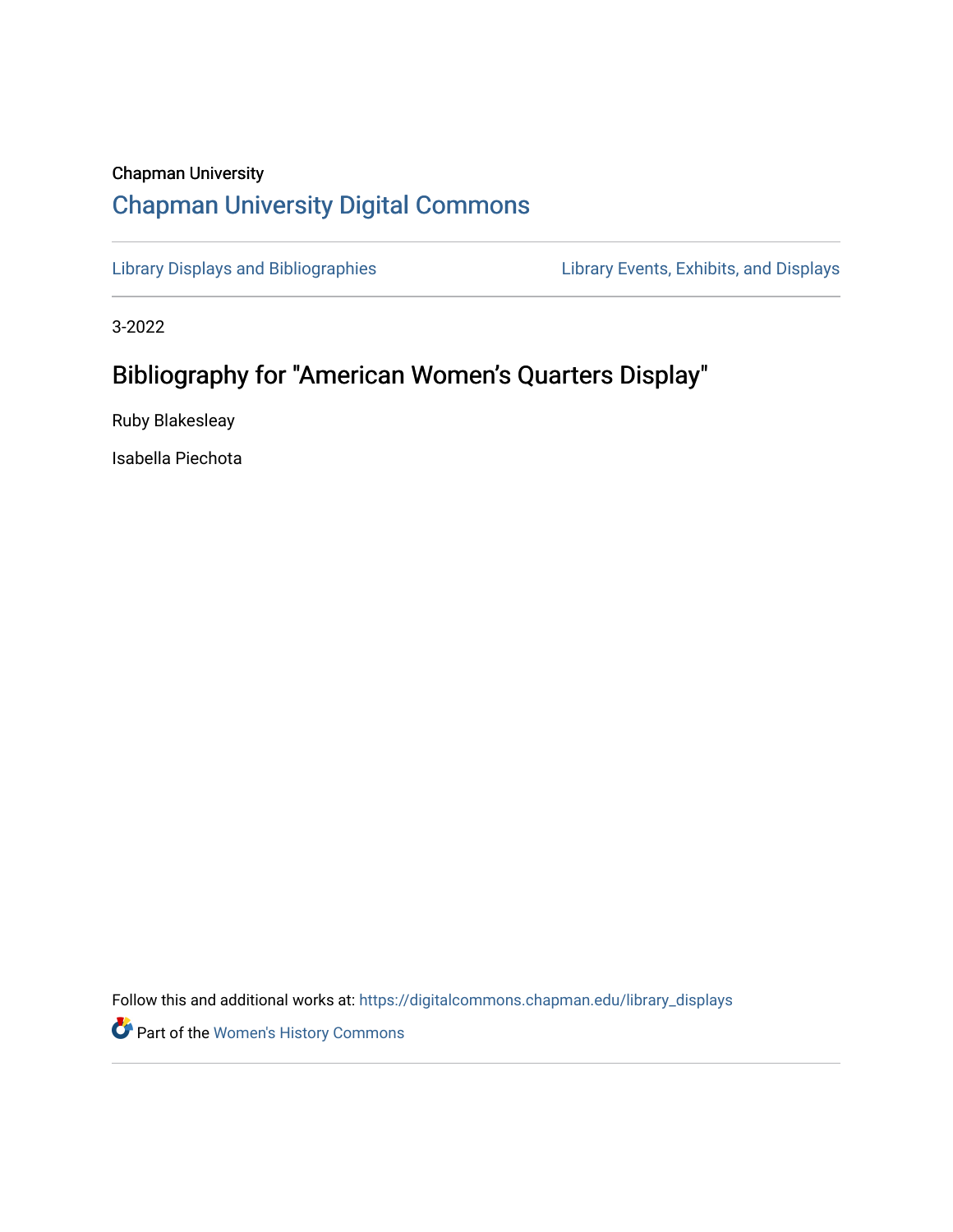Chapman University

## Chapman University Digital Commons

Library Displays and Bibliographies

Library Events, Exhibits, and Displays

3-2022

# Bibliography for "American Women's Quarters Display"

Ruby Blakesleay

Isabella Piechota

Follow this and additional works at: https://digitalcommons.chapman.edu/library_displays

Part of the Women's History Commons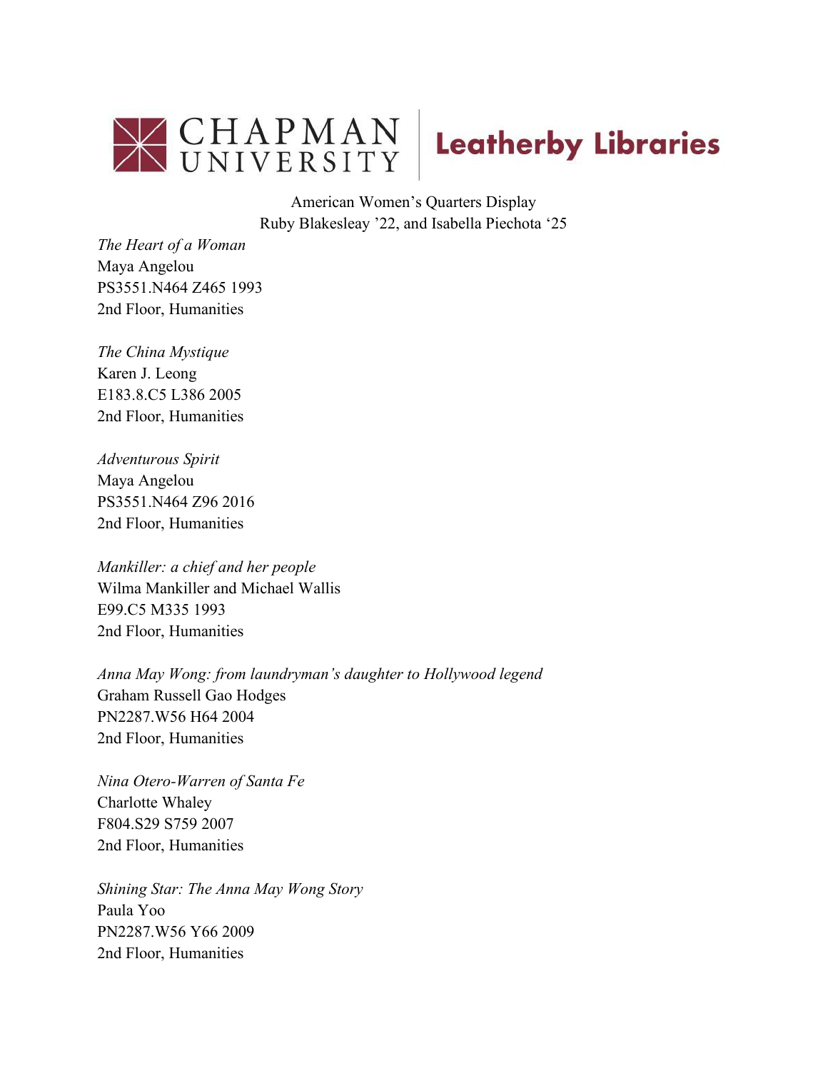Chapman University | Leatherby Libraries

American Women's Quarters Display
Ruby Blakesleay '22, and Isabella Piechota '25

*The Heart of a Woman*
Maya Angelou
PS3551.N464 Z465 1993
2nd Floor, Humanities

*The China Mystique*
Karen J. Leong
E183.8.C5 L386 2005
2nd Floor, Humanities

*Adventurous Spirit*
Maya Angelou
PS3551.N464 Z96 2016
2nd Floor, Humanities

*Mankiller: a chief and her people*
Wilma Mankiller and Michael Wallis
E99.C5 M335 1993
2nd Floor, Humanities

*Anna May Wong: from laundryman's daughter to Hollywood legend*
Graham Russell Gao Hodges
PN2287.W56 H64 2004
2nd Floor, Humanities

*Nina Otero-Warren of Santa Fe*
Charlotte Whaley
F804.S29 S759 2007
2nd Floor, Humanities

*Shining Star: The Anna May Wong Story*
Paula Yoo
PN2287.W56 Y66 2009
2nd Floor, Humanities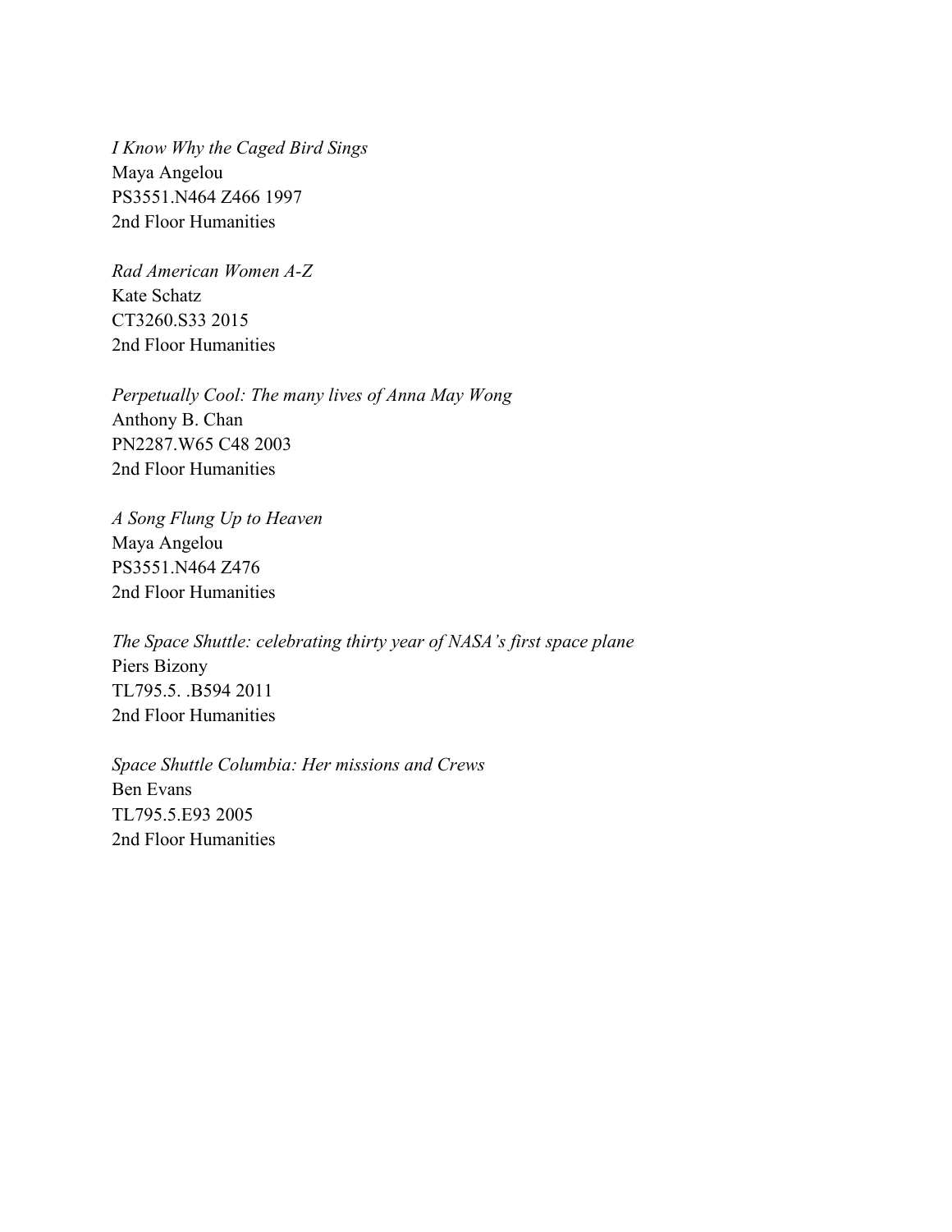*I Know Why the Caged Bird Sings*
Maya Angelou
PS3551.N464 Z466 1997
2nd Floor Humanities

*Rad American Women A-Z*
Kate Schatz
CT3260.S33 2015
2nd Floor Humanities

*Perpetually Cool: The many lives of Anna May Wong*
Anthony B. Chan
PN2287.W65 C48 2003
2nd Floor Humanities

*A Song Flung Up to Heaven*
Maya Angelou
PS3551.N464 Z476
2nd Floor Humanities

*The Space Shuttle: celebrating thirty year of NASA's first space plane*
Piers Bizony
TL795.5. .B594 2011
2nd Floor Humanities

*Space Shuttle Columbia: Her missions and Crews*
Ben Evans
TL795.5.E93 2005
2nd Floor Humanities